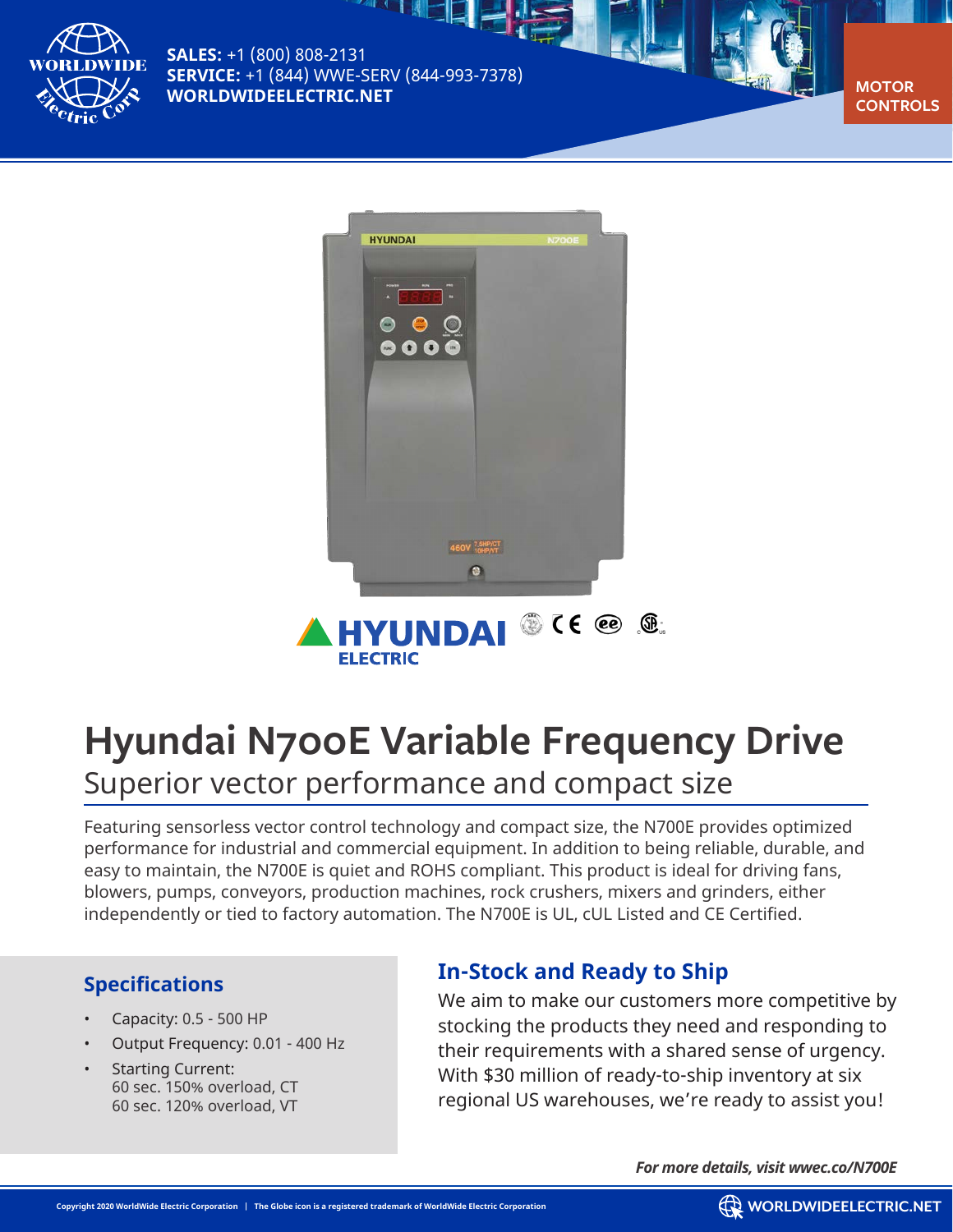**SALES:** +1 (800) 808-2131
**SERVICE:** +1 (844) WWE-SERV (844-993-7378)
**WORLDWIDEELECTRIC.NET**

MOTOR CONTROLS

# Hyundai N700E Variable Frequency Drive

## Superior vector performance and compact size

Featuring sensorless vector control technology and compact size, the N700E provides optimized performance for industrial and commercial equipment. In addition to being reliable, durable, and easy to maintain, the N700E is quiet and ROHS compliant. This product is ideal for driving fans, blowers, pumps, conveyors, production machines, rock crushers, mixers and grinders, either independently or tied to factory automation. The N700E is UL, cUL Listed and CE Certified.

### Specifications

- Capacity: 0.5 - 500 HP
- Output Frequency: 0.01 - 400 Hz
- Starting Current:
  60 sec. 150% overload, CT
  60 sec. 120% overload, VT

### In-Stock and Ready to Ship

We aim to make our customers more competitive by stocking the products they need and responding to their requirements with a shared sense of urgency. With $30 million of ready-to-ship inventory at six regional US warehouses, we're ready to assist you!

***For more details, visit wwec.co/N700E***

Copyright 2020 WorldWide Electric Corporation | The Globe icon is a registered trademark of WorldWide Electric Corporation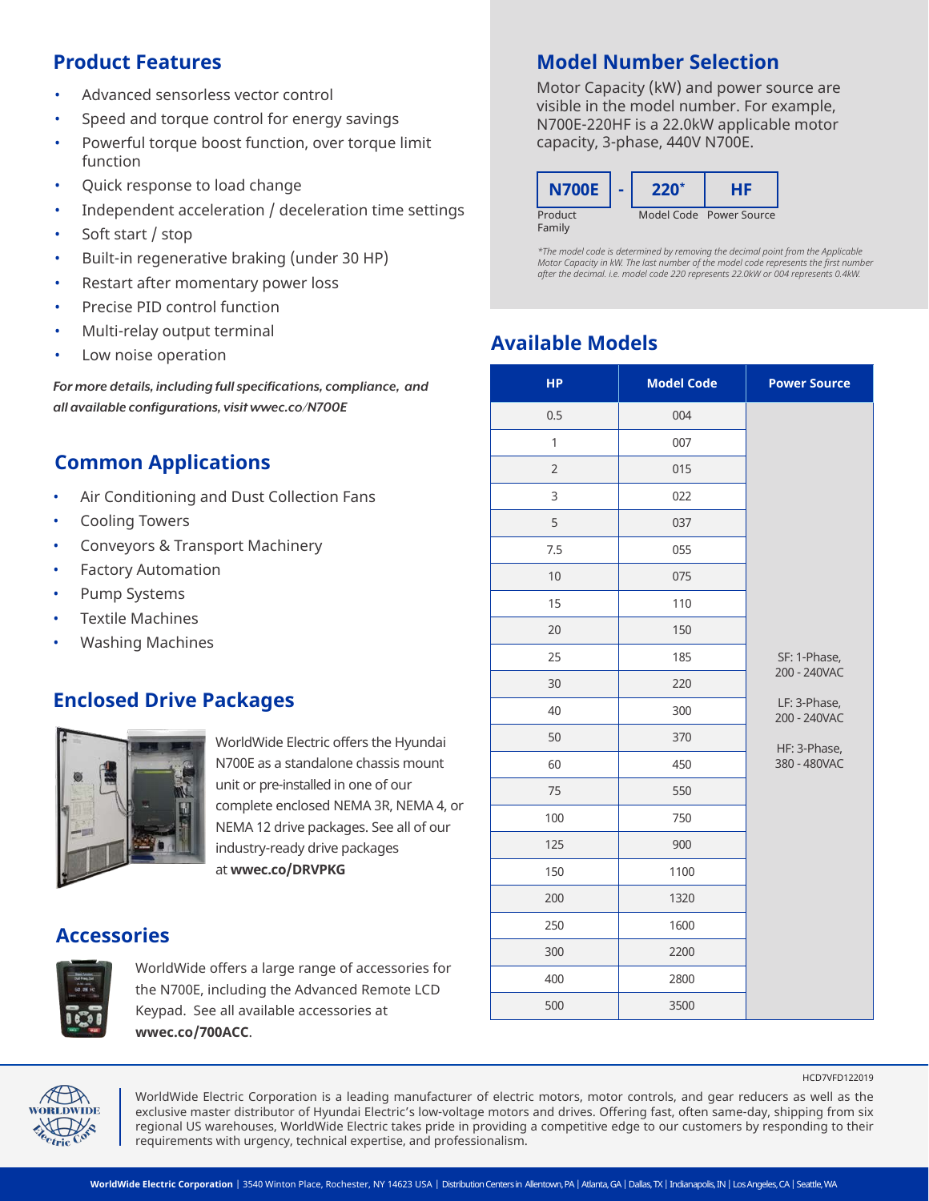## Product Features

- Advanced sensorless vector control
- Speed and torque control for energy savings
- Powerful torque boost function, over torque limit function
- Quick response to load change
- Independent acceleration / deceleration time settings
- Soft start / stop
- Built-in regenerative braking (under 30 HP)
- Restart after momentary power loss
- Precise PID control function
- Multi-relay output terminal
- Low noise operation

*For more details, including full specifications, compliance, and all available configurations, visit wwec.co/N700E*

## Common Applications

- Air Conditioning and Dust Collection Fans
- Cooling Towers
- Conveyors & Transport Machinery
- Factory Automation
- Pump Systems
- Textile Machines
- Washing Machines

## Enclosed Drive Packages

WorldWide Electric offers the Hyundai N700E as a standalone chassis mount unit or pre-installed in one of our complete enclosed NEMA 3R, NEMA 4, or NEMA 12 drive packages. See all of our industry-ready drive packages at **wwec.co/DRVPKG**

## Accessories

WorldWide offers a large range of accessories for the N700E, including the Advanced Remote LCD Keypad. See all available accessories at **wwec.co/700ACC**.

## Model Number Selection

Motor Capacity (kW) and power source are visible in the model number. For example, N700E-220HF is a 22.0kW applicable motor capacity, 3-phase, 440V N700E.

| N700E | - | 220* | HF |
|---|---|---|---|
| Product Family | | Model Code | Power Source |

*The model code is determined by removing the decimal point from the Applicable Motor Capacity in kW. The last number of the model code represents the first number after the decimal. i.e. model code 220 represents 22.0kW or 004 represents 0.4kW.*

## Available Models

| HP | Model Code | Power Source |
|---|---|---|
| 0.5 | 004 | SF: 1-Phase, 200 - 240VAC<br>LF: 3-Phase, 200 - 240VAC<br>HF: 3-Phase, 380 - 480VAC |
| 1 | 007 | |
| 2 | 015 | |
| 3 | 022 | |
| 5 | 037 | |
| 7.5 | 055 | |
| 10 | 075 | |
| 15 | 110 | |
| 20 | 150 | |
| 25 | 185 | |
| 30 | 220 | |
| 40 | 300 | |
| 50 | 370 | |
| 60 | 450 | |
| 75 | 550 | |
| 100 | 750 | |
| 125 | 900 | |
| 150 | 1100 | |
| 200 | 1320 | |
| 250 | 1600 | |
| 300 | 2200 | |
| 400 | 2800 | |
| 500 | 3500 | |

HCD7VFD122019

WorldWide Electric Corporation is a leading manufacturer of electric motors, motor controls, and gear reducers as well as the exclusive master distributor of Hyundai Electric's low-voltage motors and drives. Offering fast, often same-day, shipping from six regional US warehouses, WorldWide Electric takes pride in providing a competitive edge to our customers by responding to their requirements with urgency, technical expertise, and professionalism.

**WorldWide Electric Corporation** | 3540 Winton Place, Rochester, NY 14623 USA | Distribution Centers in Allentown, PA | Atlanta, GA | Dallas, TX | Indianapolis, IN | Los Angeles, CA | Seattle, WA